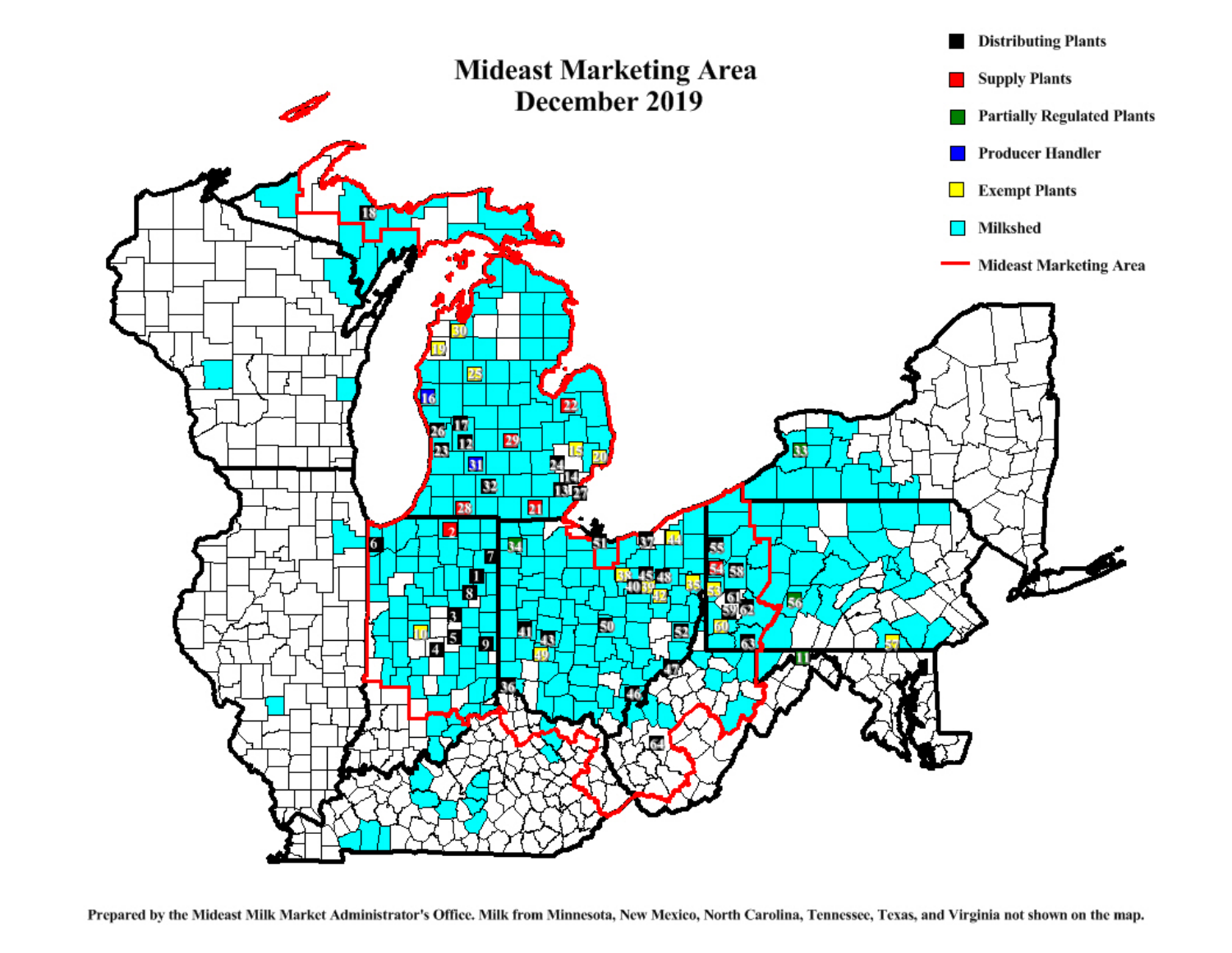# Mideast Marketing Area
## December 2019

- Distributing Plants
- Supply Plants
- Partially Regulated Plants
- Producer Handler
- Exempt Plants
- Milkshed
- Mideast Marketing Area

Prepared by the Mideast Milk Market Administrator's Office. Milk from Minnesota, New Mexico, North Carolina, Tennessee, Texas, and Virginia not shown on the map.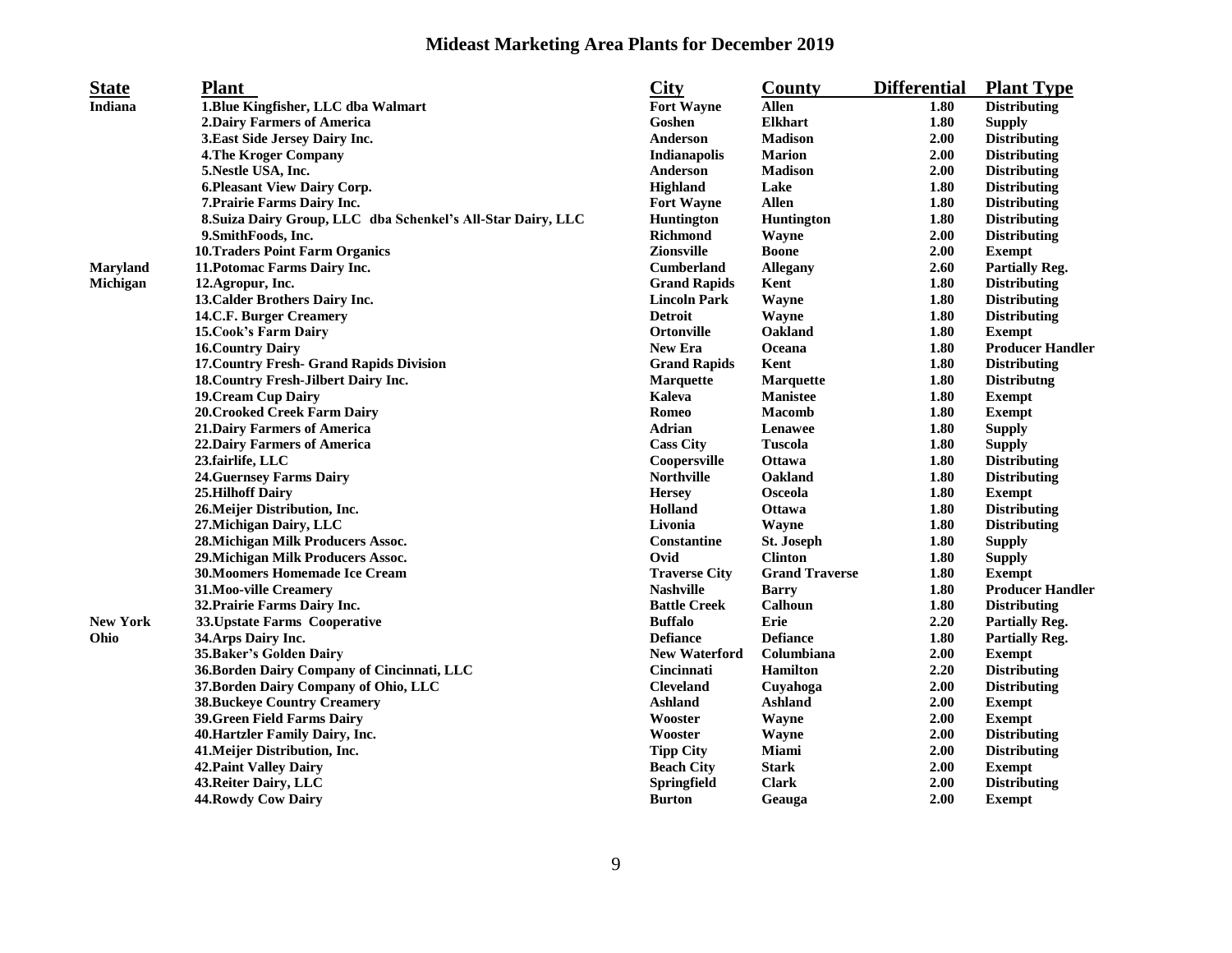# Mideast Marketing Area Plants for December 2019

| State | Plant | City | County | Differential | Plant Type |
|---|---|---|---|---|---|
| Indiana | 1.Blue Kingfisher, LLC dba Walmart | Fort Wayne | Allen | 1.80 | Distributing |
| | 2.Dairy Farmers of America | Goshen | Elkhart | 1.80 | Supply |
| | 3.East Side Jersey Dairy Inc. | Anderson | Madison | 2.00 | Distributing |
| | 4.The Kroger Company | Indianapolis | Marion | 2.00 | Distributing |
| | 5.Nestle USA, Inc. | Anderson | Madison | 2.00 | Distributing |
| | 6.Pleasant View Dairy Corp. | Highland | Lake | 1.80 | Distributing |
| | 7.Prairie Farms Dairy Inc. | Fort Wayne | Allen | 1.80 | Distributing |
| | 8.Suiza Dairy Group, LLC dba Schenkel's All-Star Dairy, LLC | Huntington | Huntington | 1.80 | Distributing |
| | 9.SmithFoods, Inc. | Richmond | Wayne | 2.00 | Distributing |
| | 10.Traders Point Farm Organics | Zionsville | Boone | 2.00 | Exempt |
| Maryland | 11.Potomac Farms Dairy Inc. | Cumberland | Allegany | 2.60 | Partially Reg. |
| Michigan | 12.Agropur, Inc. | Grand Rapids | Kent | 1.80 | Distributing |
| | 13.Calder Brothers Dairy Inc. | Lincoln Park | Wayne | 1.80 | Distributing |
| | 14.C.F. Burger Creamery | Detroit | Wayne | 1.80 | Distributing |
| | 15.Cook's Farm Dairy | Ortonville | Oakland | 1.80 | Exempt |
| | 16.Country Dairy | New Era | Oceana | 1.80 | Producer Handler |
| | 17.Country Fresh- Grand Rapids Division | Grand Rapids | Kent | 1.80 | Distributing |
| | 18.Country Fresh-Jilbert Dairy Inc. | Marquette | Marquette | 1.80 | Distributng |
| | 19.Cream Cup Dairy | Kaleva | Manistee | 1.80 | Exempt |
| | 20.Crooked Creek Farm Dairy | Romeo | Macomb | 1.80 | Exempt |
| | 21.Dairy Farmers of America | Adrian | Lenawee | 1.80 | Supply |
| | 22.Dairy Farmers of America | Cass City | Tuscola | 1.80 | Supply |
| | 23.fairlife, LLC | Coopersville | Ottawa | 1.80 | Distributing |
| | 24.Guernsey Farms Dairy | Northville | Oakland | 1.80 | Distributing |
| | 25.Hilhoff Dairy | Hersey | Osceola | 1.80 | Exempt |
| | 26.Meijer Distribution, Inc. | Holland | Ottawa | 1.80 | Distributing |
| | 27.Michigan Dairy, LLC | Livonia | Wayne | 1.80 | Distributing |
| | 28.Michigan Milk Producers Assoc. | Constantine | St. Joseph | 1.80 | Supply |
| | 29.Michigan Milk Producers Assoc. | Ovid | Clinton | 1.80 | Supply |
| | 30.Moomers Homemade Ice Cream | Traverse City | Grand Traverse | 1.80 | Exempt |
| | 31.Moo-ville Creamery | Nashville | Barry | 1.80 | Producer Handler |
| | 32.Prairie Farms Dairy Inc. | Battle Creek | Calhoun | 1.80 | Distributing |
| New York | 33.Upstate Farms Cooperative | Buffalo | Erie | 2.20 | Partially Reg. |
| Ohio | 34.Arps Dairy Inc. | Defiance | Defiance | 1.80 | Partially Reg. |
| | 35.Baker's Golden Dairy | New Waterford | Columbiana | 2.00 | Exempt |
| | 36.Borden Dairy Company of Cincinnati, LLC | Cincinnati | Hamilton | 2.20 | Distributing |
| | 37.Borden Dairy Company of Ohio, LLC | Cleveland | Cuyahoga | 2.00 | Distributing |
| | 38.Buckeye Country Creamery | Ashland | Ashland | 2.00 | Exempt |
| | 39.Green Field Farms Dairy | Wooster | Wayne | 2.00 | Exempt |
| | 40.Hartzler Family Dairy, Inc. | Wooster | Wayne | 2.00 | Distributing |
| | 41.Meijer Distribution, Inc. | Tipp City | Miami | 2.00 | Distributing |
| | 42.Paint Valley Dairy | Beach City | Stark | 2.00 | Exempt |
| | 43.Reiter Dairy, LLC | Springfield | Clark | 2.00 | Distributing |
| | 44.Rowdy Cow Dairy | Burton | Geauga | 2.00 | Exempt |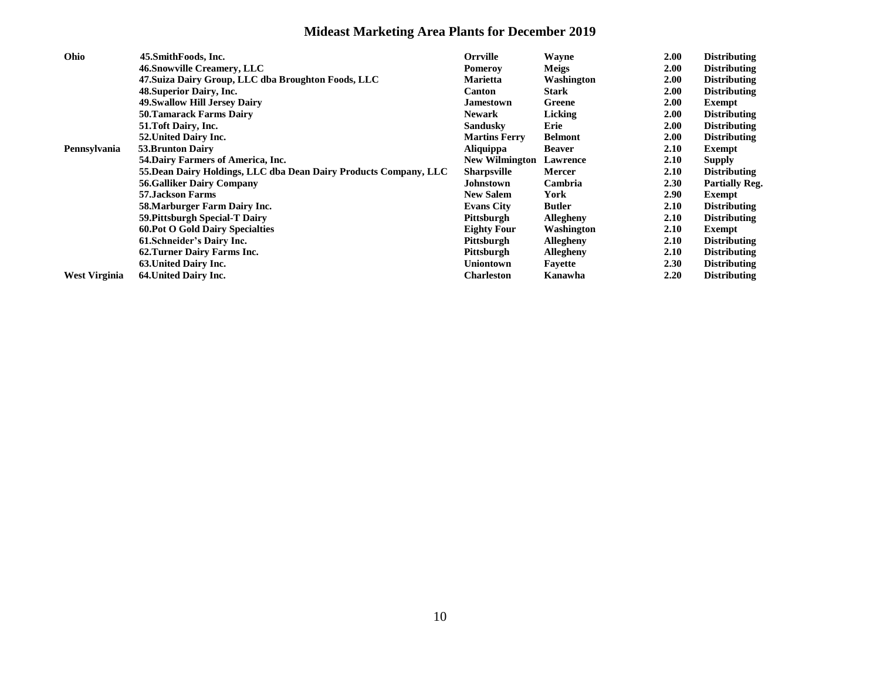# Mideast Marketing Area Plants for December 2019

| | | | | | |
|---|---|---|---|---|---|
| Ohio | 45.SmithFoods, Inc. | Orrville | Wayne | 2.00 | Distributing |
| | 46.Snowville Creamery, LLC | Pomeroy | Meigs | 2.00 | Distributing |
| | 47.Suiza Dairy Group, LLC dba Broughton Foods, LLC | Marietta | Washington | 2.00 | Distributing |
| | 48.Superior Dairy, Inc. | Canton | Stark | 2.00 | Distributing |
| | 49.Swallow Hill Jersey Dairy | Jamestown | Greene | 2.00 | Exempt |
| | 50.Tamarack Farms Dairy | Newark | Licking | 2.00 | Distributing |
| | 51.Toft Dairy, Inc. | Sandusky | Erie | 2.00 | Distributing |
| | 52.United Dairy Inc. | Martins Ferry | Belmont | 2.00 | Distributing |
| Pennsylvania | 53.Brunton Dairy | Aliquippa | Beaver | 2.10 | Exempt |
| | 54.Dairy Farmers of America, Inc. | New Wilmington | Lawrence | 2.10 | Supply |
| | 55.Dean Dairy Holdings, LLC dba Dean Dairy Products Company, LLC | Sharpsville | Mercer | 2.10 | Distributing |
| | 56.Galliker Dairy Company | Johnstown | Cambria | 2.30 | Partially Reg. |
| | 57.Jackson Farms | New Salem | York | 2.90 | Exempt |
| | 58.Marburger Farm Dairy Inc. | Evans City | Butler | 2.10 | Distributing |
| | 59.Pittsburgh Special-T Dairy | Pittsburgh | Allegheny | 2.10 | Distributing |
| | 60.Pot O Gold Dairy Specialties | Eighty Four | Washington | 2.10 | Exempt |
| | 61.Schneider's Dairy Inc. | Pittsburgh | Allegheny | 2.10 | Distributing |
| | 62.Turner Dairy Farms Inc. | Pittsburgh | Allegheny | 2.10 | Distributing |
| | 63.United Dairy Inc. | Uniontown | Fayette | 2.30 | Distributing |
| West Virginia | 64.United Dairy Inc. | Charleston | Kanawha | 2.20 | Distributing |